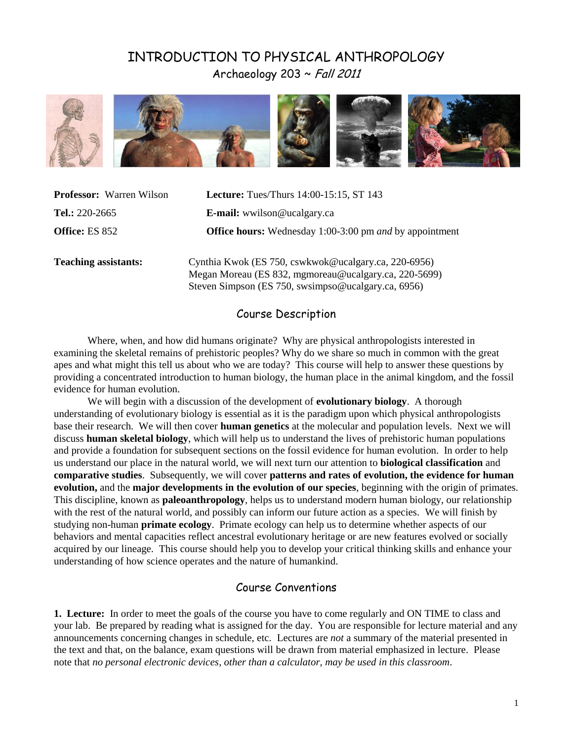# INTRODUCTION TO PHYSICAL ANTHROPOLOGY

Archaeology 203 ~ *Fall 2011*

**Professor:** Warren Wilson  **Lecture:** Tues/Thurs 14:00-15:15, ST 143

**Tel.:** 220-2665  **E-mail:** wwilson@ucalgary.ca

**Office:** ES 852  **Office hours:** Wednesday 1:00-3:00 pm *and* by appointment

**Teaching assistants:**
Cynthia Kwok (ES 750, cswkwok@ucalgary.ca, 220-6956)
Megan Moreau (ES 832, mgmoreau@ucalgary.ca, 220-5699)
Steven Simpson (ES 750, swsimpso@ucalgary.ca, 6956)

## Course Description

Where, when, and how did humans originate? Why are physical anthropologists interested in examining the skeletal remains of prehistoric peoples? Why do we share so much in common with the great apes and what might this tell us about who we are today? This course will help to answer these questions by providing a concentrated introduction to human biology, the human place in the animal kingdom, and the fossil evidence for human evolution.

We will begin with a discussion of the development of **evolutionary biology**. A thorough understanding of evolutionary biology is essential as it is the paradigm upon which physical anthropologists base their research. We will then cover **human genetics** at the molecular and population levels. Next we will discuss **human skeletal biology**, which will help us to understand the lives of prehistoric human populations and provide a foundation for subsequent sections on the fossil evidence for human evolution. In order to help us understand our place in the natural world, we will next turn our attention to **biological classification** and **comparative studies**. Subsequently, we will cover **patterns and rates of evolution, the evidence for human evolution,** and the **major developments in the evolution of our species**, beginning with the origin of primates. This discipline, known as **paleoanthropology**, helps us to understand modern human biology, our relationship with the rest of the natural world, and possibly can inform our future action as a species. We will finish by studying non-human **primate ecology**. Primate ecology can help us to determine whether aspects of our behaviors and mental capacities reflect ancestral evolutionary heritage or are new features evolved or socially acquired by our lineage. This course should help you to develop your critical thinking skills and enhance your understanding of how science operates and the nature of humankind.

## Course Conventions

**1. Lecture:** In order to meet the goals of the course you have to come regularly and ON TIME to class and your lab. Be prepared by reading what is assigned for the day. You are responsible for lecture material and any announcements concerning changes in schedule, etc. Lectures are *not* a summary of the material presented in the text and that, on the balance, exam questions will be drawn from material emphasized in lecture. Please note that *no personal electronic devices, other than a calculator, may be used in this classroom*.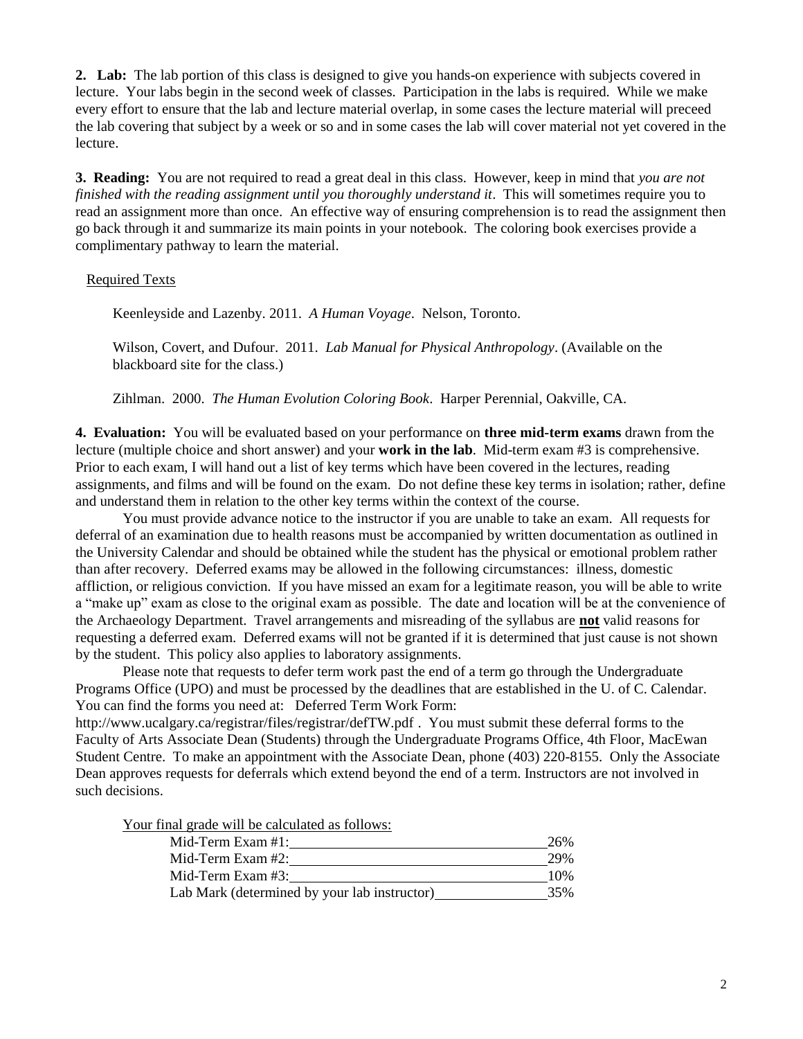**2. Lab:** The lab portion of this class is designed to give you hands-on experience with subjects covered in lecture. Your labs begin in the second week of classes. Participation in the labs is required. While we make every effort to ensure that the lab and lecture material overlap, in some cases the lecture material will preceed the lab covering that subject by a week or so and in some cases the lab will cover material not yet covered in the lecture.

**3. Reading:** You are not required to read a great deal in this class. However, keep in mind that *you are not finished with the reading assignment until you thoroughly understand it*. This will sometimes require you to read an assignment more than once. An effective way of ensuring comprehension is to read the assignment then go back through it and summarize its main points in your notebook. The coloring book exercises provide a complimentary pathway to learn the material.

Required Texts

Keenleyside and Lazenby. 2011. *A Human Voyage*. Nelson, Toronto.

Wilson, Covert, and Dufour. 2011. *Lab Manual for Physical Anthropology*. (Available on the blackboard site for the class.)

Zihlman. 2000. *The Human Evolution Coloring Book*. Harper Perennial, Oakville, CA.

**4. Evaluation:** You will be evaluated based on your performance on **three mid-term exams** drawn from the lecture (multiple choice and short answer) and your **work in the lab**. Mid-term exam #3 is comprehensive. Prior to each exam, I will hand out a list of key terms which have been covered in the lectures, reading assignments, and films and will be found on the exam. Do not define these key terms in isolation; rather, define and understand them in relation to the other key terms within the context of the course.

You must provide advance notice to the instructor if you are unable to take an exam. All requests for deferral of an examination due to health reasons must be accompanied by written documentation as outlined in the University Calendar and should be obtained while the student has the physical or emotional problem rather than after recovery. Deferred exams may be allowed in the following circumstances: illness, domestic affliction, or religious conviction. If you have missed an exam for a legitimate reason, you will be able to write a "make up" exam as close to the original exam as possible. The date and location will be at the convenience of the Archaeology Department. Travel arrangements and misreading of the syllabus are **not** valid reasons for requesting a deferred exam. Deferred exams will not be granted if it is determined that just cause is not shown by the student. This policy also applies to laboratory assignments.

Please note that requests to defer term work past the end of a term go through the Undergraduate Programs Office (UPO) and must be processed by the deadlines that are established in the U. of C. Calendar. You can find the forms you need at: Deferred Term Work Form: http://www.ucalgary.ca/registrar/files/registrar/defTW.pdf . You must submit these deferral forms to the Faculty of Arts Associate Dean (Students) through the Undergraduate Programs Office, 4th Floor, MacEwan Student Centre. To make an appointment with the Associate Dean, phone (403) 220-8155. Only the Associate Dean approves requests for deferrals which extend beyond the end of a term. Instructors are not involved in such decisions.

Your final grade will be calculated as follows:

| Component | Weight |
|---|---|
| Mid-Term Exam #1: | 26% |
| Mid-Term Exam #2: | 29% |
| Mid-Term Exam #3: | 10% |
| Lab Mark (determined by your lab instructor) | 35% |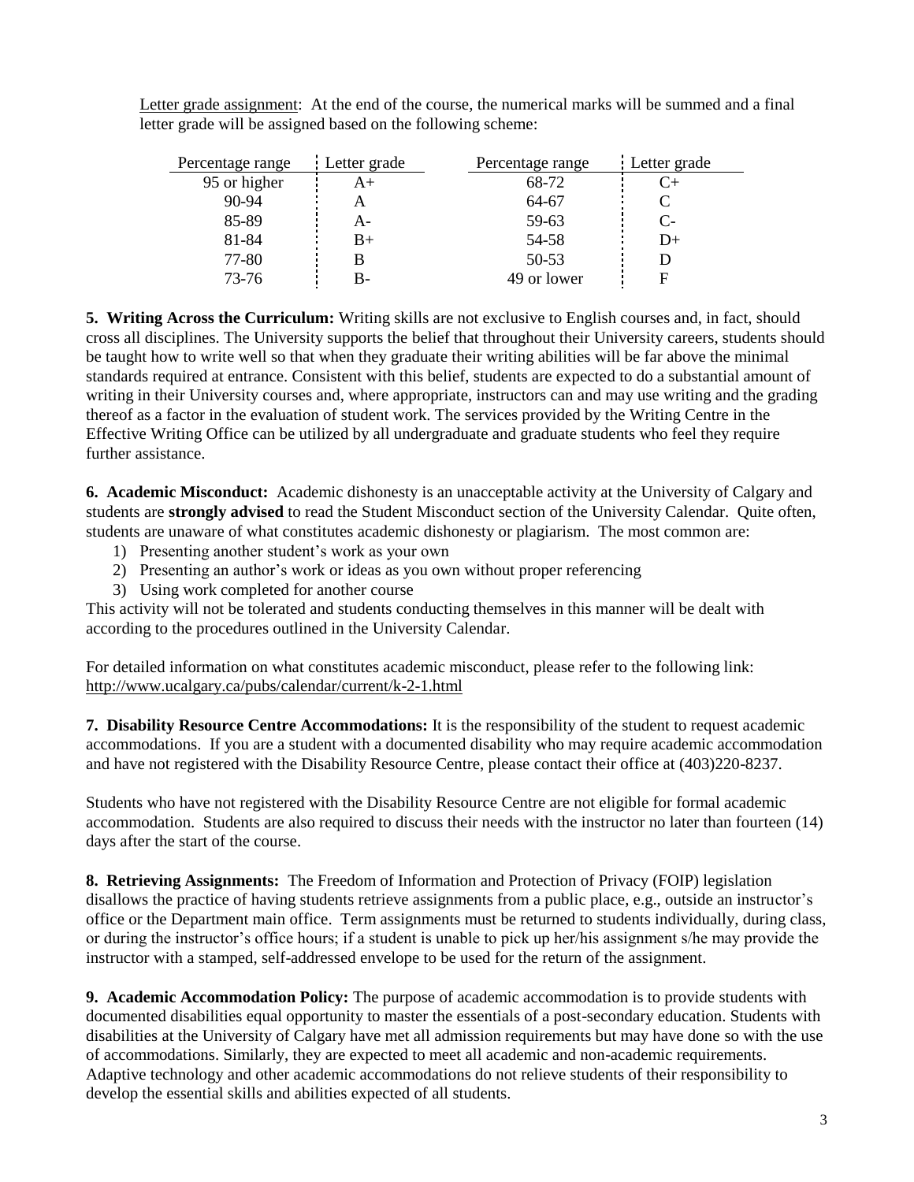Letter grade assignment: At the end of the course, the numerical marks will be summed and a final letter grade will be assigned based on the following scheme:

| Percentage range | Letter grade | Percentage range | Letter grade |
|---|---|---|---|
| 95 or higher | A+ | 68-72 | C+ |
| 90-94 | A | 64-67 | C |
| 85-89 | A- | 59-63 | C- |
| 81-84 | B+ | 54-58 | D+ |
| 77-80 | B | 50-53 | D |
| 73-76 | B- | 49 or lower | F |

**5. Writing Across the Curriculum:** Writing skills are not exclusive to English courses and, in fact, should cross all disciplines. The University supports the belief that throughout their University careers, students should be taught how to write well so that when they graduate their writing abilities will be far above the minimal standards required at entrance. Consistent with this belief, students are expected to do a substantial amount of writing in their University courses and, where appropriate, instructors can and may use writing and the grading thereof as a factor in the evaluation of student work. The services provided by the Writing Centre in the Effective Writing Office can be utilized by all undergraduate and graduate students who feel they require further assistance.

**6. Academic Misconduct:** Academic dishonesty is an unacceptable activity at the University of Calgary and students are **strongly advised** to read the Student Misconduct section of the University Calendar. Quite often, students are unaware of what constitutes academic dishonesty or plagiarism. The most common are:

1) Presenting another student's work as your own
2) Presenting an author's work or ideas as you own without proper referencing
3) Using work completed for another course

This activity will not be tolerated and students conducting themselves in this manner will be dealt with according to the procedures outlined in the University Calendar.

For detailed information on what constitutes academic misconduct, please refer to the following link: http://www.ucalgary.ca/pubs/calendar/current/k-2-1.html

**7. Disability Resource Centre Accommodations:** It is the responsibility of the student to request academic accommodations. If you are a student with a documented disability who may require academic accommodation and have not registered with the Disability Resource Centre, please contact their office at (403)220-8237.

Students who have not registered with the Disability Resource Centre are not eligible for formal academic accommodation. Students are also required to discuss their needs with the instructor no later than fourteen (14) days after the start of the course.

**8. Retrieving Assignments:** The Freedom of Information and Protection of Privacy (FOIP) legislation disallows the practice of having students retrieve assignments from a public place, e.g., outside an instructor's office or the Department main office. Term assignments must be returned to students individually, during class, or during the instructor's office hours; if a student is unable to pick up her/his assignment s/he may provide the instructor with a stamped, self-addressed envelope to be used for the return of the assignment.

**9. Academic Accommodation Policy:** The purpose of academic accommodation is to provide students with documented disabilities equal opportunity to master the essentials of a post-secondary education. Students with disabilities at the University of Calgary have met all admission requirements but may have done so with the use of accommodations. Similarly, they are expected to meet all academic and non-academic requirements. Adaptive technology and other academic accommodations do not relieve students of their responsibility to develop the essential skills and abilities expected of all students.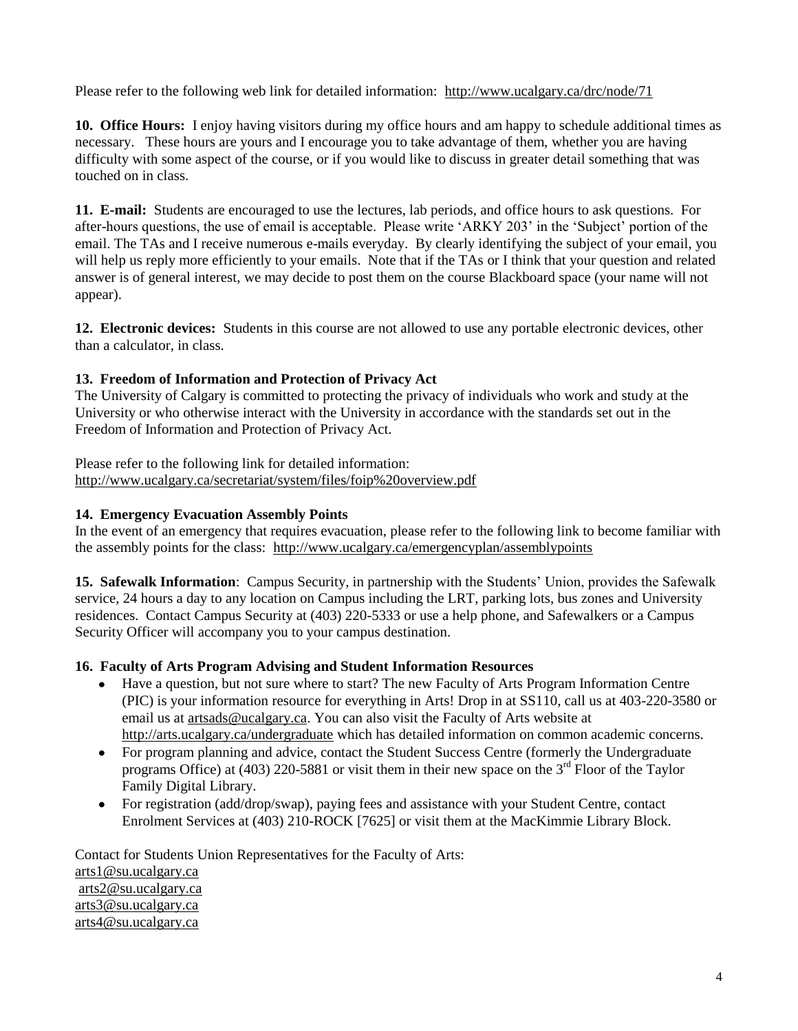Please refer to the following web link for detailed information: http://www.ucalgary.ca/drc/node/71

**10. Office Hours:** I enjoy having visitors during my office hours and am happy to schedule additional times as necessary. These hours are yours and I encourage you to take advantage of them, whether you are having difficulty with some aspect of the course, or if you would like to discuss in greater detail something that was touched on in class.

**11. E-mail:** Students are encouraged to use the lectures, lab periods, and office hours to ask questions. For after-hours questions, the use of email is acceptable. Please write 'ARKY 203' in the 'Subject' portion of the email. The TAs and I receive numerous e-mails everyday. By clearly identifying the subject of your email, you will help us reply more efficiently to your emails. Note that if the TAs or I think that your question and related answer is of general interest, we may decide to post them on the course Blackboard space (your name will not appear).

**12. Electronic devices:** Students in this course are not allowed to use any portable electronic devices, other than a calculator, in class.

**13. Freedom of Information and Protection of Privacy Act**

The University of Calgary is committed to protecting the privacy of individuals who work and study at the University or who otherwise interact with the University in accordance with the standards set out in the Freedom of Information and Protection of Privacy Act.

Please refer to the following link for detailed information:
http://www.ucalgary.ca/secretariat/system/files/foip%20overview.pdf

**14. Emergency Evacuation Assembly Points**

In the event of an emergency that requires evacuation, please refer to the following link to become familiar with the assembly points for the class: http://www.ucalgary.ca/emergencyplan/assemblypoints

**15. Safewalk Information**: Campus Security, in partnership with the Students' Union, provides the Safewalk service, 24 hours a day to any location on Campus including the LRT, parking lots, bus zones and University residences. Contact Campus Security at (403) 220-5333 or use a help phone, and Safewalkers or a Campus Security Officer will accompany you to your campus destination.

**16. Faculty of Arts Program Advising and Student Information Resources**

- Have a question, but not sure where to start? The new Faculty of Arts Program Information Centre (PIC) is your information resource for everything in Arts! Drop in at SS110, call us at 403-220-3580 or email us at artsads@ucalgary.ca. You can also visit the Faculty of Arts website at http://arts.ucalgary.ca/undergraduate which has detailed information on common academic concerns.
- For program planning and advice, contact the Student Success Centre (formerly the Undergraduate programs Office) at (403) 220-5881 or visit them in their new space on the 3rd Floor of the Taylor Family Digital Library.
- For registration (add/drop/swap), paying fees and assistance with your Student Centre, contact Enrolment Services at (403) 210-ROCK [7625] or visit them at the MacKimmie Library Block.

Contact for Students Union Representatives for the Faculty of Arts:
arts1@su.ucalgary.ca
arts2@su.ucalgary.ca
arts3@su.ucalgary.ca
arts4@su.ucalgary.ca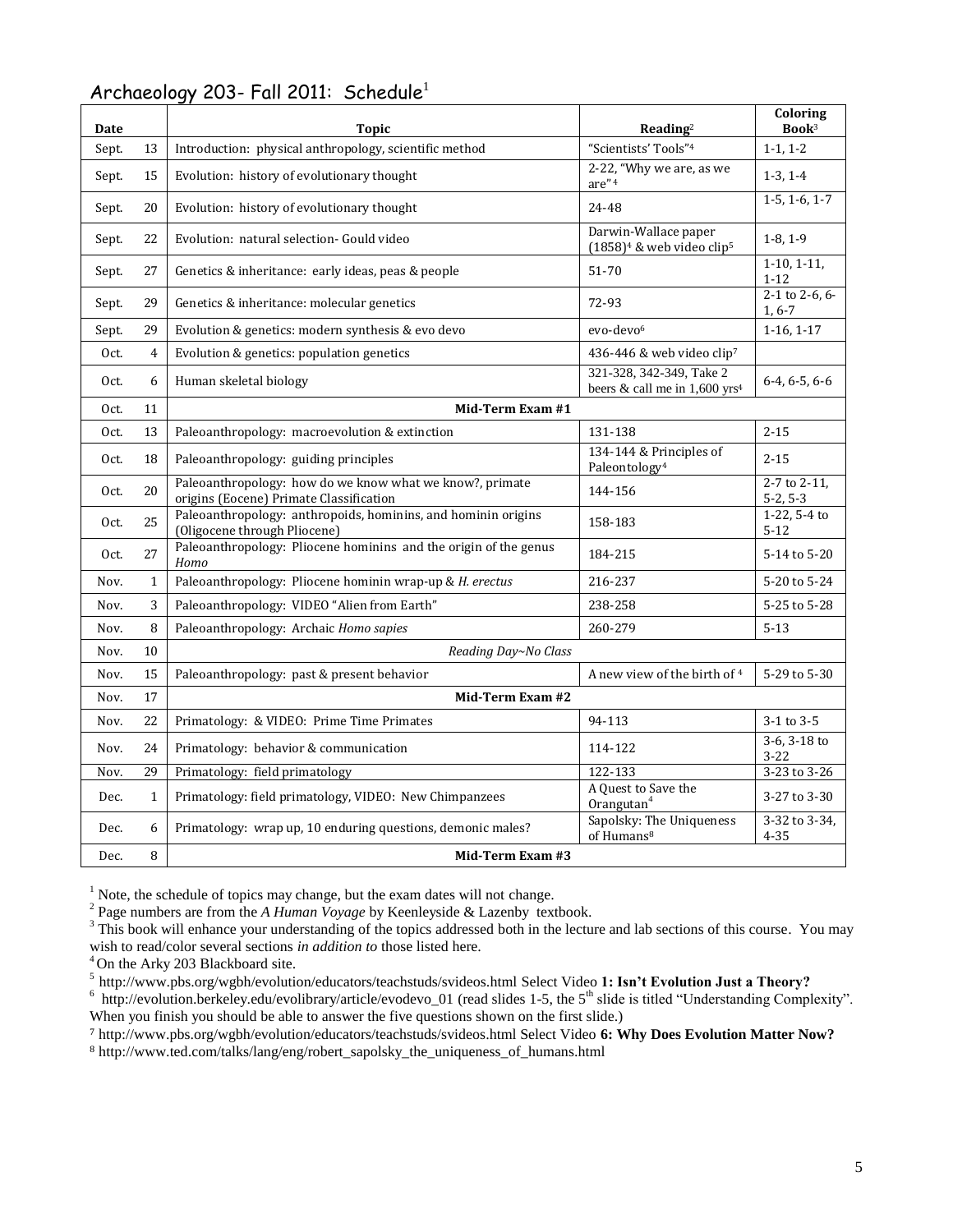## Archaeology 203- Fall 2011: Schedule[1]

| Date | | Topic | Reading[2] | Coloring Book[3] |
|---|---|---|---|---|
| Sept. | 13 | Introduction: physical anthropology, scientific method | "Scientists' Tools"[4] | 1-1, 1-2 |
| Sept. | 15 | Evolution: history of evolutionary thought | 2-22, "Why we are, as we are"[4] | 1-3, 1-4 |
| Sept. | 20 | Evolution: history of evolutionary thought | 24-48 | 1-5, 1-6, 1-7 |
| Sept. | 22 | Evolution: natural selection- Gould video | Darwin-Wallace paper (1858)[4] & web video clip[5] | 1-8, 1-9 |
| Sept. | 27 | Genetics & inheritance: early ideas, peas & people | 51-70 | 1-10, 1-11, 1-12 |
| Sept. | 29 | Genetics & inheritance: molecular genetics | 72-93 | 2-1 to 2-6, 6-1, 6-7 |
| Sept. | 29 | Evolution & genetics: modern synthesis & evo devo | evo-devo[6] | 1-16, 1-17 |
| Oct. | 4 | Evolution & genetics: population genetics | 436-446 & web video clip[7] | |
| Oct. | 6 | Human skeletal biology | 321-328, 342-349, Take 2 beers & call me in 1,600 yrs[4] | 6-4, 6-5, 6-6 |
| Oct. | 11 | **Mid-Term Exam #1** | | |
| Oct. | 13 | Paleoanthropology: macroevolution & extinction | 131-138 | 2-15 |
| Oct. | 18 | Paleoanthropology: guiding principles | 134-144 & Principles of Paleontology[4] | 2-15 |
| Oct. | 20 | Paleoanthropology: how do we know what we know?, primate origins (Eocene) Primate Classification | 144-156 | 2-7 to 2-11, 5-2, 5-3 |
| Oct. | 25 | Paleoanthropology: anthropoids, hominins, and hominin origins (Oligocene through Pliocene) | 158-183 | 1-22, 5-4 to 5-12 |
| Oct. | 27 | Paleoanthropology: Pliocene hominins and the origin of the genus *Homo* | 184-215 | 5-14 to 5-20 |
| Nov. | 1 | Paleoanthropology: Pliocene hominin wrap-up & *H. erectus* | 216-237 | 5-20 to 5-24 |
| Nov. | 3 | Paleoanthropology: VIDEO "Alien from Earth" | 238-258 | 5-25 to 5-28 |
| Nov. | 8 | Paleoanthropology: Archaic *Homo sapies* | 260-279 | 5-13 |
| Nov. | 10 | *Reading Day~No Class* | | |
| Nov. | 15 | Paleoanthropology: past & present behavior | A new view of the birth of [4] | 5-29 to 5-30 |
| Nov. | 17 | **Mid-Term Exam #2** | | |
| Nov. | 22 | Primatology: & VIDEO: Prime Time Primates | 94-113 | 3-1 to 3-5 |
| Nov. | 24 | Primatology: behavior & communication | 114-122 | 3-6, 3-18 to 3-22 |
| Nov. | 29 | Primatology: field primatology | 122-133 | 3-23 to 3-26 |
| Dec. | 1 | Primatology: field primatology, VIDEO: New Chimpanzees | A Quest to Save the Orangutan[4] | 3-27 to 3-30 |
| Dec. | 6 | Primatology: wrap up, 10 enduring questions, demonic males? | Sapolsky: The Uniqueness of Humans[8] | 3-32 to 3-34, 4-35 |
| Dec. | 8 | **Mid-Term Exam #3** | | |

[1] Note, the schedule of topics may change, but the exam dates will not change.

[2] Page numbers are from the *A Human Voyage* by Keenleyside & Lazenby textbook.

[3] This book will enhance your understanding of the topics addressed both in the lecture and lab sections of this course. You may wish to read/color several sections *in addition to* those listed here.

[4] On the Arky 203 Blackboard site.

[5] http://www.pbs.org/wgbh/evolution/educators/teachstuds/svideos.html Select Video **1: Isn't Evolution Just a Theory?**

[6] http://evolution.berkeley.edu/evolibrary/article/evodevo_01 (read slides 1-5, the 5th slide is titled "Understanding Complexity". When you finish you should be able to answer the five questions shown on the first slide.)

[7] http://www.pbs.org/wgbh/evolution/educators/teachstuds/svideos.html Select Video **6: Why Does Evolution Matter Now?**

[8] http://www.ted.com/talks/lang/eng/robert_sapolsky_the_uniqueness_of_humans.html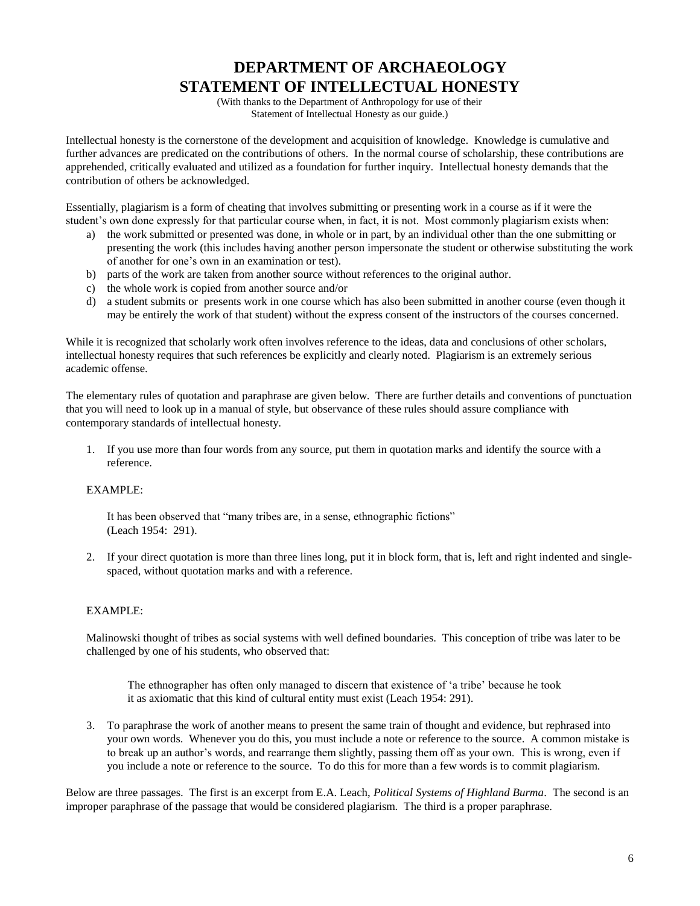# DEPARTMENT OF ARCHAEOLOGY
# STATEMENT OF INTELLECTUAL HONESTY

(With thanks to the Department of Anthropology for use of their Statement of Intellectual Honesty as our guide.)

Intellectual honesty is the cornerstone of the development and acquisition of knowledge. Knowledge is cumulative and further advances are predicated on the contributions of others. In the normal course of scholarship, these contributions are apprehended, critically evaluated and utilized as a foundation for further inquiry. Intellectual honesty demands that the contribution of others be acknowledged.

Essentially, plagiarism is a form of cheating that involves submitting or presenting work in a course as if it were the student's own done expressly for that particular course when, in fact, it is not. Most commonly plagiarism exists when:

a) the work submitted or presented was done, in whole or in part, by an individual other than the one submitting or presenting the work (this includes having another person impersonate the student or otherwise substituting the work of another for one's own in an examination or test).
b) parts of the work are taken from another source without references to the original author.
c) the whole work is copied from another source and/or
d) a student submits or presents work in one course which has also been submitted in another course (even though it may be entirely the work of that student) without the express consent of the instructors of the courses concerned.

While it is recognized that scholarly work often involves reference to the ideas, data and conclusions of other scholars, intellectual honesty requires that such references be explicitly and clearly noted. Plagiarism is an extremely serious academic offense.

The elementary rules of quotation and paraphrase are given below. There are further details and conventions of punctuation that you will need to look up in a manual of style, but observance of these rules should assure compliance with contemporary standards of intellectual honesty.

1. If you use more than four words from any source, put them in quotation marks and identify the source with a reference.

   EXAMPLE:

   It has been observed that "many tribes are, in a sense, ethnographic fictions" (Leach 1954: 291).

2. If your direct quotation is more than three lines long, put it in block form, that is, left and right indented and single-spaced, without quotation marks and with a reference.

   EXAMPLE:

   Malinowski thought of tribes as social systems with well defined boundaries. This conception of tribe was later to be challenged by one of his students, who observed that:

   > The ethnographer has often only managed to discern that existence of 'a tribe' because he took it as axiomatic that this kind of cultural entity must exist (Leach 1954: 291).

3. To paraphrase the work of another means to present the same train of thought and evidence, but rephrased into your own words. Whenever you do this, you must include a note or reference to the source. A common mistake is to break up an author's words, and rearrange them slightly, passing them off as your own. This is wrong, even if you include a note or reference to the source. To do this for more than a few words is to commit plagiarism.

Below are three passages. The first is an excerpt from E.A. Leach, *Political Systems of Highland Burma*. The second is an improper paraphrase of the passage that would be considered plagiarism. The third is a proper paraphrase.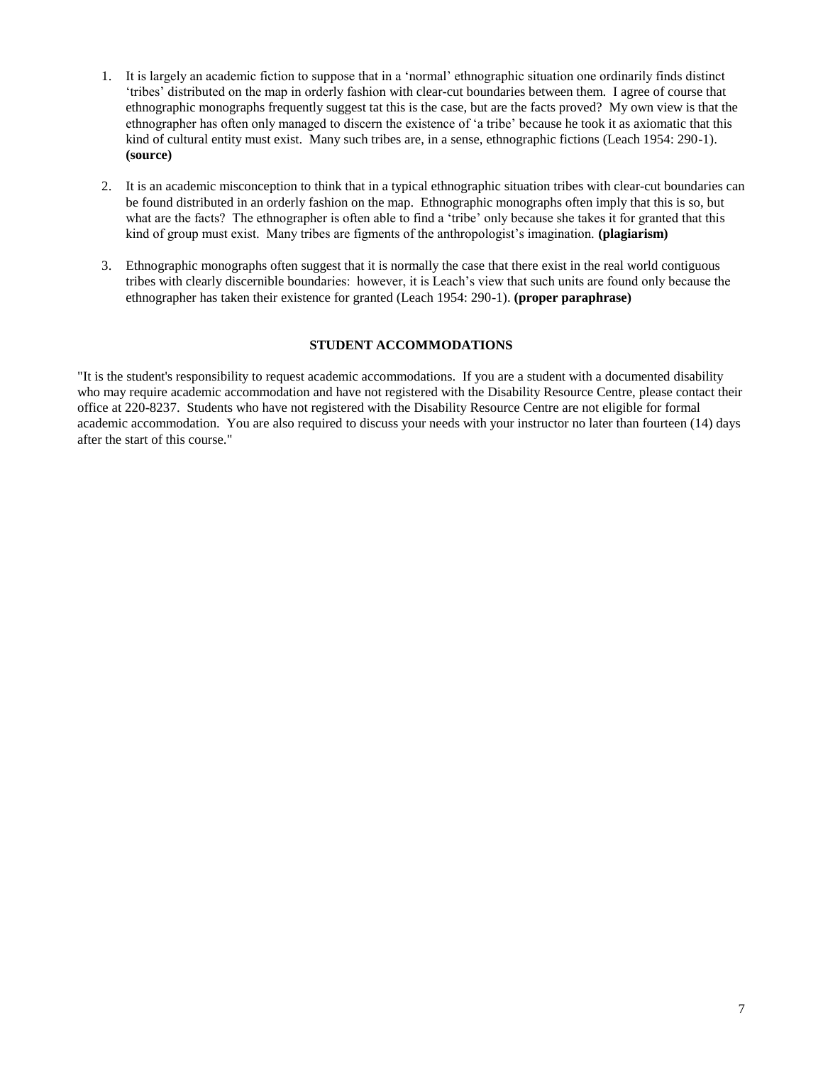1. It is largely an academic fiction to suppose that in a 'normal' ethnographic situation one ordinarily finds distinct 'tribes' distributed on the map in orderly fashion with clear-cut boundaries between them. I agree of course that ethnographic monographs frequently suggest tat this is the case, but are the facts proved? My own view is that the ethnographer has often only managed to discern the existence of 'a tribe' because he took it as axiomatic that this kind of cultural entity must exist. Many such tribes are, in a sense, ethnographic fictions (Leach 1954: 290-1). **(source)**

2. It is an academic misconception to think that in a typical ethnographic situation tribes with clear-cut boundaries can be found distributed in an orderly fashion on the map. Ethnographic monographs often imply that this is so, but what are the facts? The ethnographer is often able to find a 'tribe' only because she takes it for granted that this kind of group must exist. Many tribes are figments of the anthropologist's imagination. **(plagiarism)**

3. Ethnographic monographs often suggest that it is normally the case that there exist in the real world contiguous tribes with clearly discernible boundaries: however, it is Leach's view that such units are found only because the ethnographer has taken their existence for granted (Leach 1954: 290-1). **(proper paraphrase)**

## STUDENT ACCOMMODATIONS

"It is the student's responsibility to request academic accommodations. If you are a student with a documented disability who may require academic accommodation and have not registered with the Disability Resource Centre, please contact their office at 220-8237. Students who have not registered with the Disability Resource Centre are not eligible for formal academic accommodation. You are also required to discuss your needs with your instructor no later than fourteen (14) days after the start of this course."